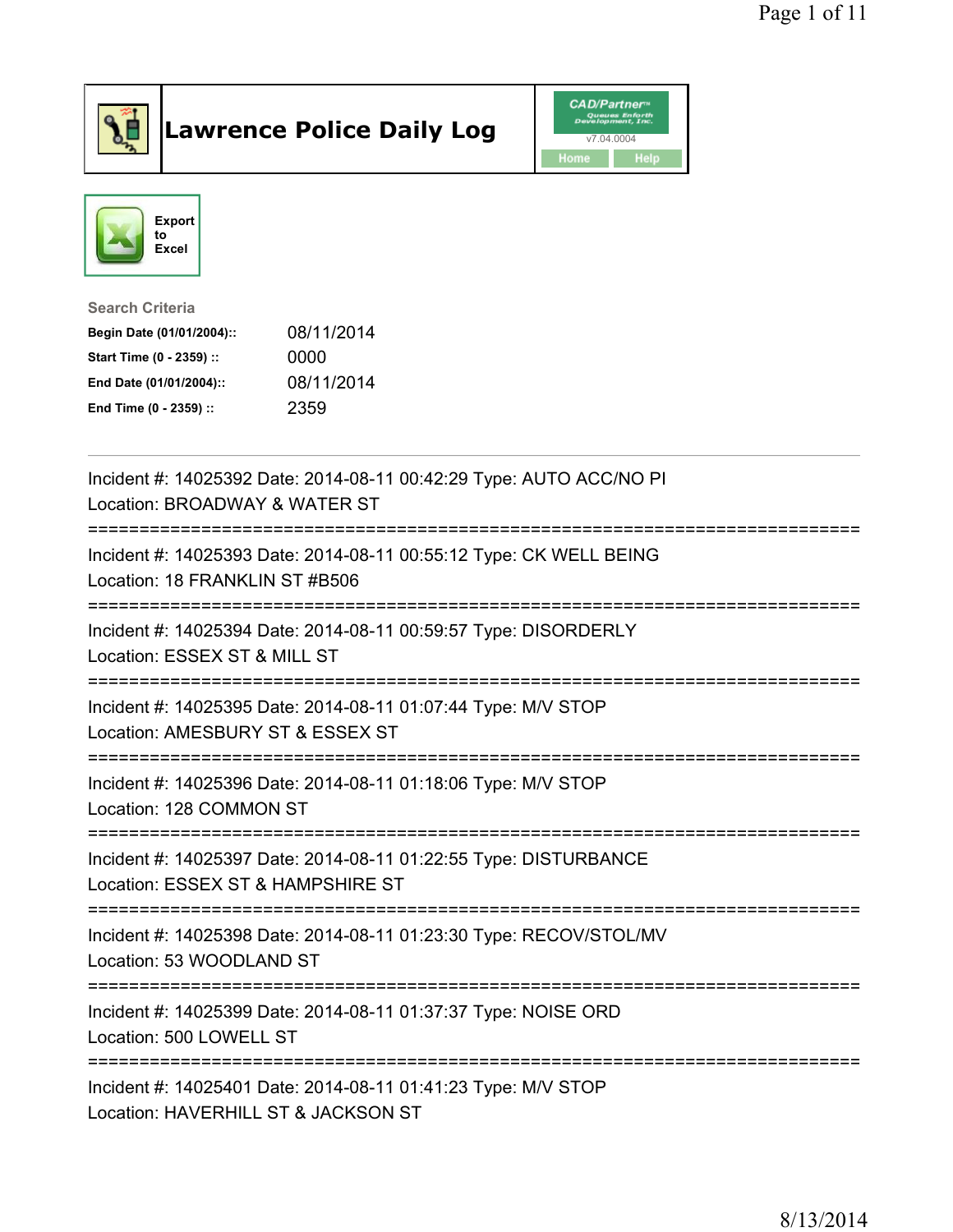# Lawrence Police Daily Log

CAD/Partner
v7.04.0004
Home Help

Export to Excel

**Search Criteria**

| | |
|---|---|
| **Begin Date (01/01/2004)::** | 08/11/2014 |
| **Start Time (0 - 2359) ::** | 0000 |
| **End Date (01/01/2004)::** | 08/11/2014 |
| **End Time (0 - 2359) ::** | 2359 |

---

Incident #: 14025392 Date: 2014-08-11 00:42:29 Type: AUTO ACC/NO PI
Location: BROADWAY & WATER ST

===========================================================================

Incident #: 14025393 Date: 2014-08-11 00:55:12 Type: CK WELL BEING
Location: 18 FRANKLIN ST #B506

===========================================================================

Incident #: 14025394 Date: 2014-08-11 00:59:57 Type: DISORDERLY
Location: ESSEX ST & MILL ST

===========================================================================

Incident #: 14025395 Date: 2014-08-11 01:07:44 Type: M/V STOP
Location: AMESBURY ST & ESSEX ST

===========================================================================

Incident #: 14025396 Date: 2014-08-11 01:18:06 Type: M/V STOP
Location: 128 COMMON ST

===========================================================================

Incident #: 14025397 Date: 2014-08-11 01:22:55 Type: DISTURBANCE
Location: ESSEX ST & HAMPSHIRE ST

===========================================================================

Incident #: 14025398 Date: 2014-08-11 01:23:30 Type: RECOV/STOL/MV
Location: 53 WOODLAND ST

===========================================================================

Incident #: 14025399 Date: 2014-08-11 01:37:37 Type: NOISE ORD
Location: 500 LOWELL ST

===========================================================================

Incident #: 14025401 Date: 2014-08-11 01:41:23 Type: M/V STOP
Location: HAVERHILL ST & JACKSON ST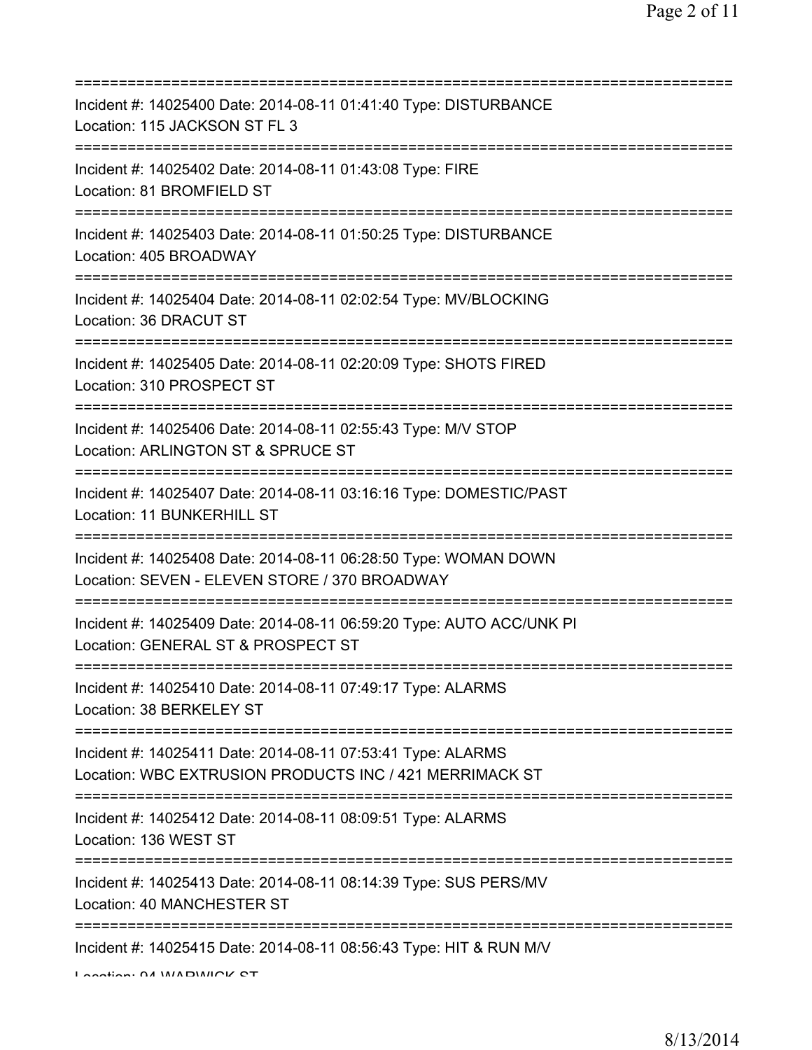===========================================================================

Incident #: 14025400 Date: 2014-08-11 01:41:40 Type: DISTURBANCE
Location: 115 JACKSON ST FL 3

===========================================================================

Incident #: 14025402 Date: 2014-08-11 01:43:08 Type: FIRE
Location: 81 BROMFIELD ST

===========================================================================

Incident #: 14025403 Date: 2014-08-11 01:50:25 Type: DISTURBANCE
Location: 405 BROADWAY

===========================================================================

Incident #: 14025404 Date: 2014-08-11 02:02:54 Type: MV/BLOCKING
Location: 36 DRACUT ST

===========================================================================

Incident #: 14025405 Date: 2014-08-11 02:20:09 Type: SHOTS FIRED
Location: 310 PROSPECT ST

===========================================================================

Incident #: 14025406 Date: 2014-08-11 02:55:43 Type: M/V STOP
Location: ARLINGTON ST & SPRUCE ST

===========================================================================

Incident #: 14025407 Date: 2014-08-11 03:16:16 Type: DOMESTIC/PAST
Location: 11 BUNKERHILL ST

===========================================================================

Incident #: 14025408 Date: 2014-08-11 06:28:50 Type: WOMAN DOWN
Location: SEVEN - ELEVEN STORE / 370 BROADWAY

===========================================================================

Incident #: 14025409 Date: 2014-08-11 06:59:20 Type: AUTO ACC/UNK PI
Location: GENERAL ST & PROSPECT ST

===========================================================================

Incident #: 14025410 Date: 2014-08-11 07:49:17 Type: ALARMS
Location: 38 BERKELEY ST

===========================================================================

Incident #: 14025411 Date: 2014-08-11 07:53:41 Type: ALARMS
Location: WBC EXTRUSION PRODUCTS INC / 421 MERRIMACK ST

===========================================================================

Incident #: 14025412 Date: 2014-08-11 08:09:51 Type: ALARMS
Location: 136 WEST ST

===========================================================================

Incident #: 14025413 Date: 2014-08-11 08:14:39 Type: SUS PERS/MV
Location: 40 MANCHESTER ST

===========================================================================

Incident #: 14025415 Date: 2014-08-11 08:56:43 Type: HIT & RUN M/V
Location: 94 WARWICK ST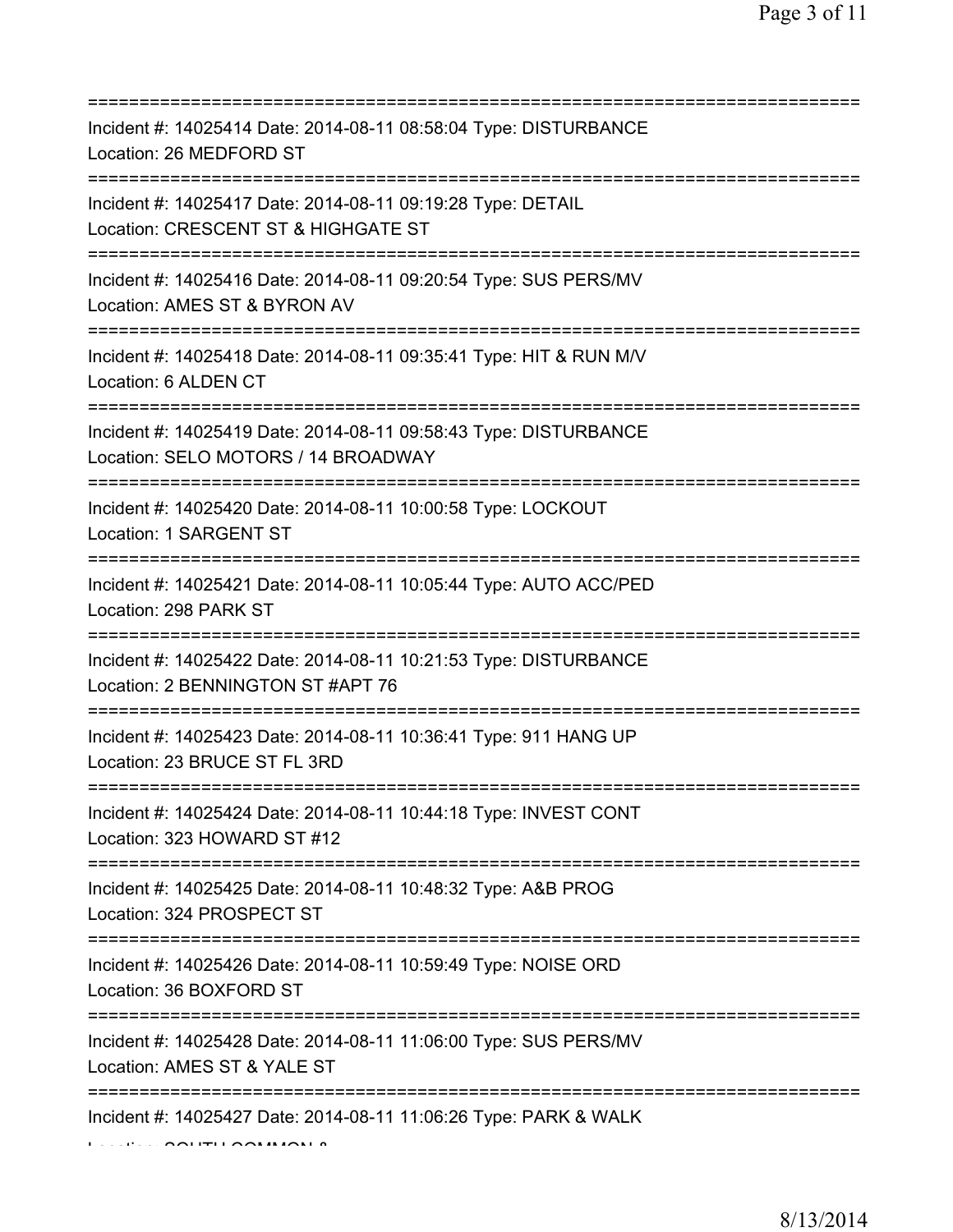===========================================================================
Incident #: 14025414 Date: 2014-08-11 08:58:04 Type: DISTURBANCE
Location: 26 MEDFORD ST
===========================================================================
Incident #: 14025417 Date: 2014-08-11 09:19:28 Type: DETAIL
Location: CRESCENT ST & HIGHGATE ST
===========================================================================
Incident #: 14025416 Date: 2014-08-11 09:20:54 Type: SUS PERS/MV
Location: AMES ST & BYRON AV
===========================================================================
Incident #: 14025418 Date: 2014-08-11 09:35:41 Type: HIT & RUN M/V
Location: 6 ALDEN CT
===========================================================================
Incident #: 14025419 Date: 2014-08-11 09:58:43 Type: DISTURBANCE
Location: SELO MOTORS / 14 BROADWAY
===========================================================================
Incident #: 14025420 Date: 2014-08-11 10:00:58 Type: LOCKOUT
Location: 1 SARGENT ST
===========================================================================
Incident #: 14025421 Date: 2014-08-11 10:05:44 Type: AUTO ACC/PED
Location: 298 PARK ST
===========================================================================
Incident #: 14025422 Date: 2014-08-11 10:21:53 Type: DISTURBANCE
Location: 2 BENNINGTON ST #APT 76
===========================================================================
Incident #: 14025423 Date: 2014-08-11 10:36:41 Type: 911 HANG UP
Location: 23 BRUCE ST FL 3RD
===========================================================================
Incident #: 14025424 Date: 2014-08-11 10:44:18 Type: INVEST CONT
Location: 323 HOWARD ST #12
===========================================================================
Incident #: 14025425 Date: 2014-08-11 10:48:32 Type: A&B PROG
Location: 324 PROSPECT ST
===========================================================================
Incident #: 14025426 Date: 2014-08-11 10:59:49 Type: NOISE ORD
Location: 36 BOXFORD ST
===========================================================================
Incident #: 14025428 Date: 2014-08-11 11:06:00 Type: SUS PERS/MV
Location: AMES ST & YALE ST
===========================================================================
Incident #: 14025427 Date: 2014-08-11 11:06:26 Type: PARK & WALK
Location: SOUTH COMMON &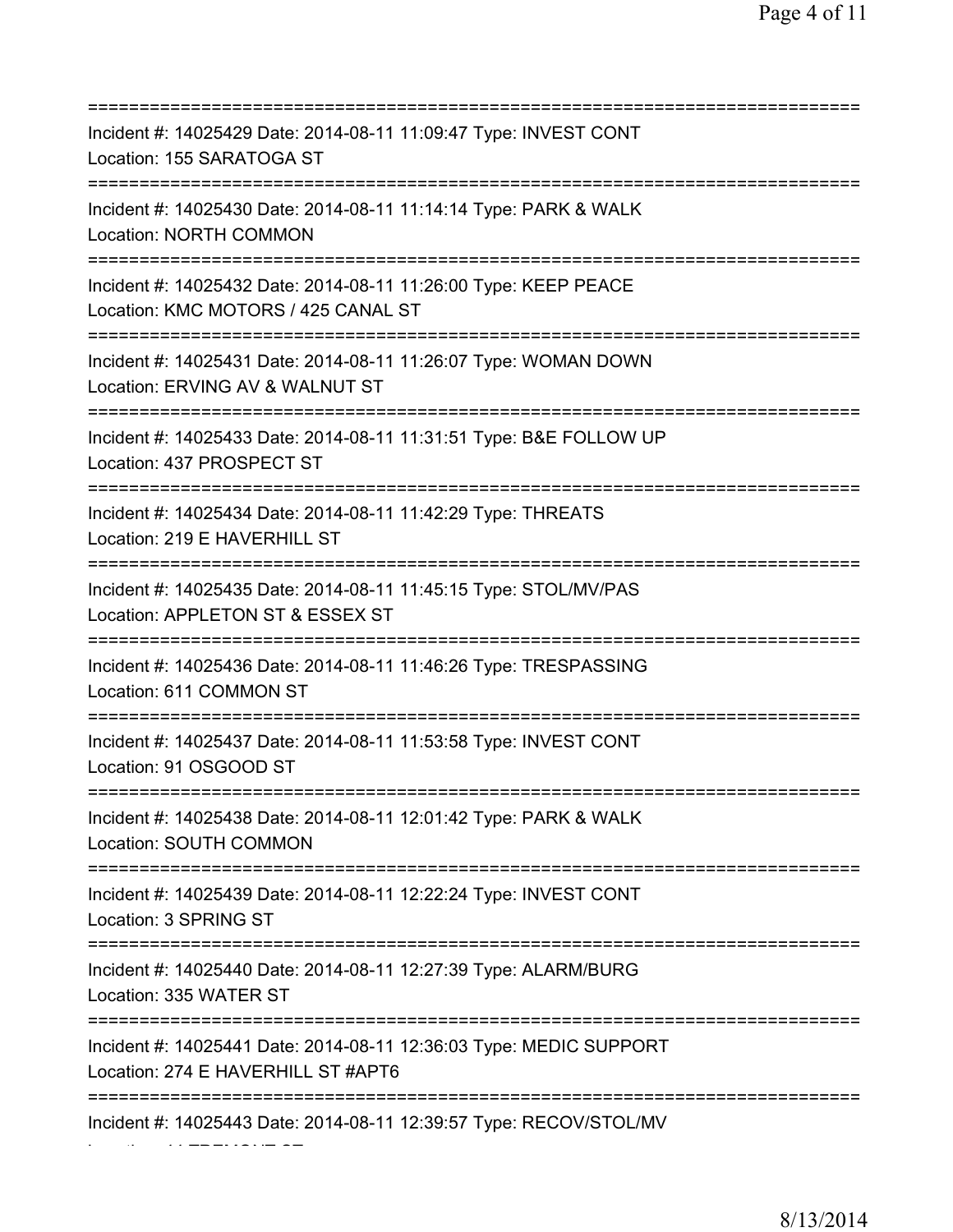===========================================================================
Incident #: 14025429 Date: 2014-08-11 11:09:47 Type: INVEST CONT
Location: 155 SARATOGA ST
===========================================================================
Incident #: 14025430 Date: 2014-08-11 11:14:14 Type: PARK & WALK
Location: NORTH COMMON
===========================================================================
Incident #: 14025432 Date: 2014-08-11 11:26:00 Type: KEEP PEACE
Location: KMC MOTORS / 425 CANAL ST
===========================================================================
Incident #: 14025431 Date: 2014-08-11 11:26:07 Type: WOMAN DOWN
Location: ERVING AV & WALNUT ST
===========================================================================
Incident #: 14025433 Date: 2014-08-11 11:31:51 Type: B&E FOLLOW UP
Location: 437 PROSPECT ST
===========================================================================
Incident #: 14025434 Date: 2014-08-11 11:42:29 Type: THREATS
Location: 219 E HAVERHILL ST
===========================================================================
Incident #: 14025435 Date: 2014-08-11 11:45:15 Type: STOL/MV/PAS
Location: APPLETON ST & ESSEX ST
===========================================================================
Incident #: 14025436 Date: 2014-08-11 11:46:26 Type: TRESPASSING
Location: 611 COMMON ST
===========================================================================
Incident #: 14025437 Date: 2014-08-11 11:53:58 Type: INVEST CONT
Location: 91 OSGOOD ST
===========================================================================
Incident #: 14025438 Date: 2014-08-11 12:01:42 Type: PARK & WALK
Location: SOUTH COMMON
===========================================================================
Incident #: 14025439 Date: 2014-08-11 12:22:24 Type: INVEST CONT
Location: 3 SPRING ST
===========================================================================
Incident #: 14025440 Date: 2014-08-11 12:27:39 Type: ALARM/BURG
Location: 335 WATER ST
===========================================================================
Incident #: 14025441 Date: 2014-08-11 12:36:03 Type: MEDIC SUPPORT
Location: 274 E HAVERHILL ST #APT6
===========================================================================
Incident #: 14025443 Date: 2014-08-11 12:39:57 Type: RECOV/STOL/MV
Location: 11 TREMONT ST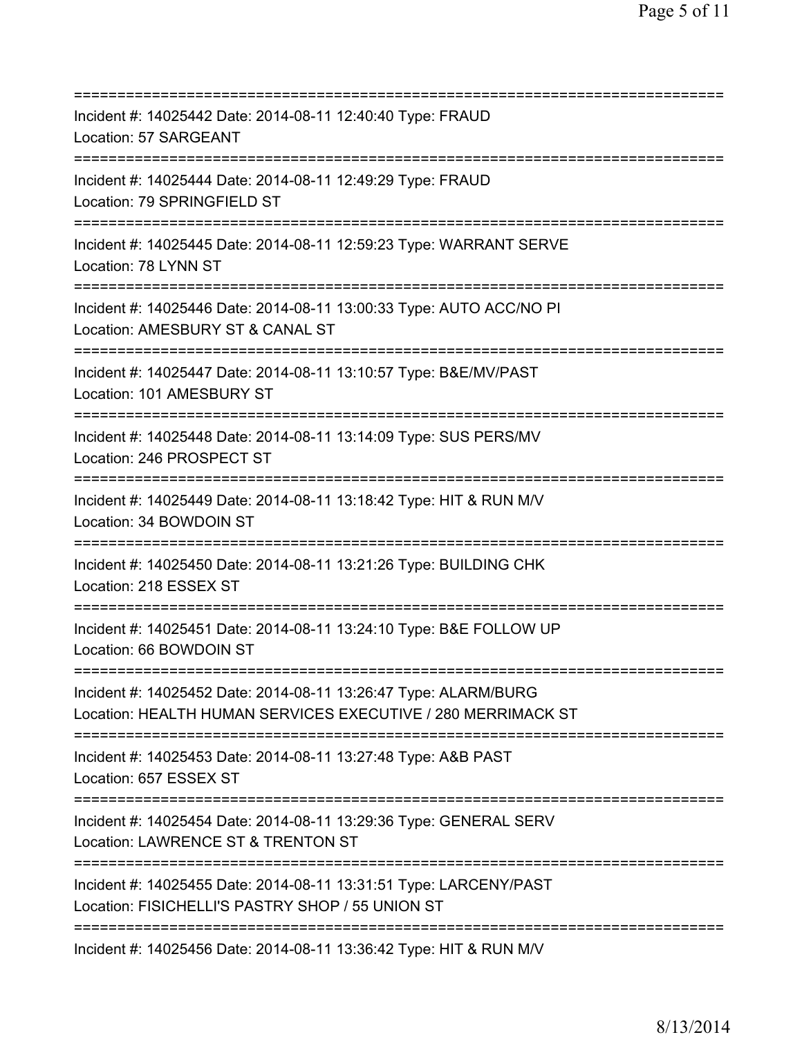===========================================================================
Incident #: 14025442 Date: 2014-08-11 12:40:40 Type: FRAUD
Location: 57 SARGEANT
===========================================================================
Incident #: 14025444 Date: 2014-08-11 12:49:29 Type: FRAUD
Location: 79 SPRINGFIELD ST
===========================================================================
Incident #: 14025445 Date: 2014-08-11 12:59:23 Type: WARRANT SERVE
Location: 78 LYNN ST
===========================================================================
Incident #: 14025446 Date: 2014-08-11 13:00:33 Type: AUTO ACC/NO PI
Location: AMESBURY ST & CANAL ST
===========================================================================
Incident #: 14025447 Date: 2014-08-11 13:10:57 Type: B&E/MV/PAST
Location: 101 AMESBURY ST
===========================================================================
Incident #: 14025448 Date: 2014-08-11 13:14:09 Type: SUS PERS/MV
Location: 246 PROSPECT ST
===========================================================================
Incident #: 14025449 Date: 2014-08-11 13:18:42 Type: HIT & RUN M/V
Location: 34 BOWDOIN ST
===========================================================================
Incident #: 14025450 Date: 2014-08-11 13:21:26 Type: BUILDING CHK
Location: 218 ESSEX ST
===========================================================================
Incident #: 14025451 Date: 2014-08-11 13:24:10 Type: B&E FOLLOW UP
Location: 66 BOWDOIN ST
===========================================================================
Incident #: 14025452 Date: 2014-08-11 13:26:47 Type: ALARM/BURG
Location: HEALTH HUMAN SERVICES EXECUTIVE / 280 MERRIMACK ST
===========================================================================
Incident #: 14025453 Date: 2014-08-11 13:27:48 Type: A&B PAST
Location: 657 ESSEX ST
===========================================================================
Incident #: 14025454 Date: 2014-08-11 13:29:36 Type: GENERAL SERV
Location: LAWRENCE ST & TRENTON ST
===========================================================================
Incident #: 14025455 Date: 2014-08-11 13:31:51 Type: LARCENY/PAST
Location: FISICHELLI'S PASTRY SHOP / 55 UNION ST
===========================================================================
Incident #: 14025456 Date: 2014-08-11 13:36:42 Type: HIT & RUN M/V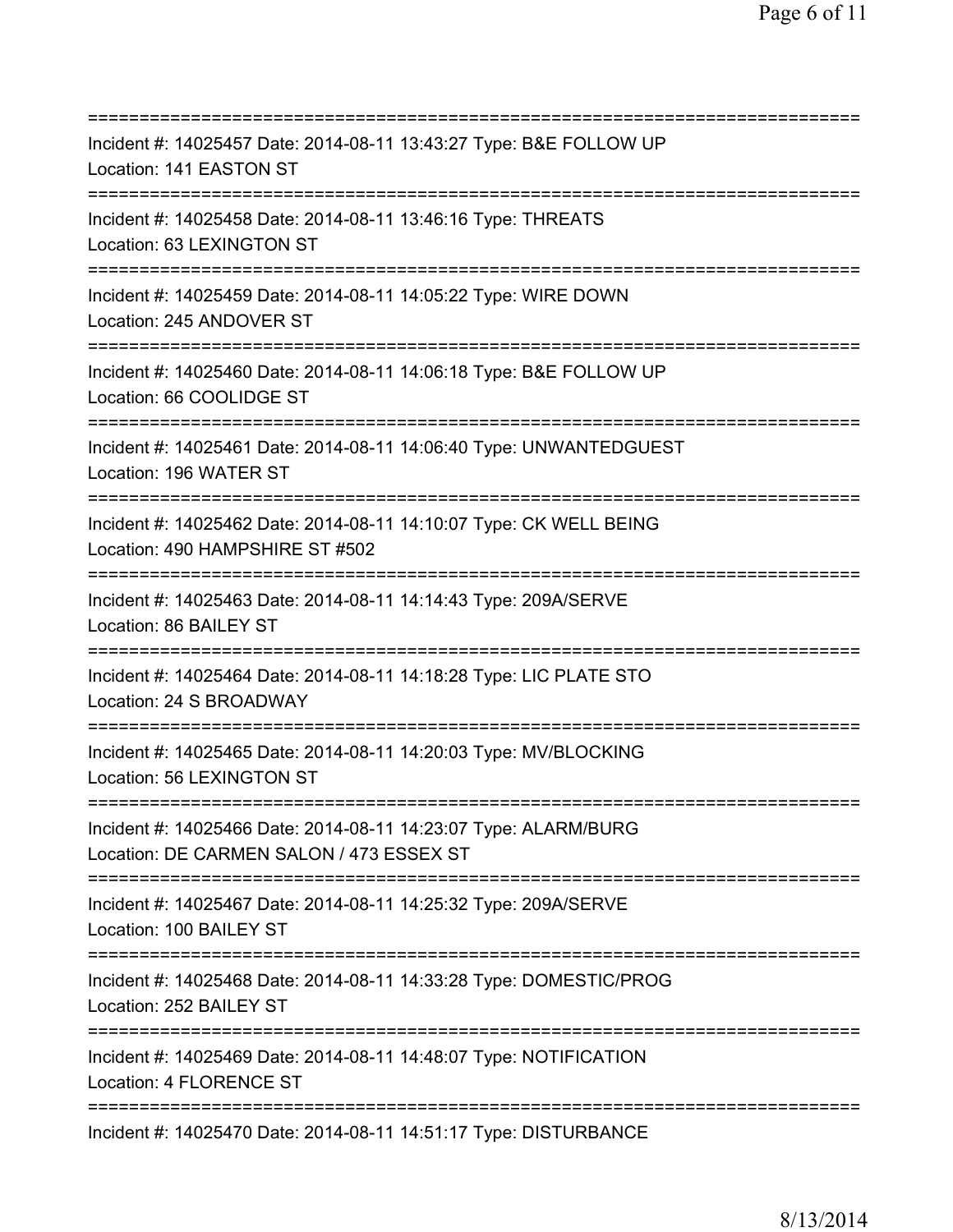==============================================================================
Incident #: 14025457 Date: 2014-08-11 13:43:27 Type: B&E FOLLOW UP
Location: 141 EASTON ST
==============================================================================
Incident #: 14025458 Date: 2014-08-11 13:46:16 Type: THREATS
Location: 63 LEXINGTON ST
==============================================================================
Incident #: 14025459 Date: 2014-08-11 14:05:22 Type: WIRE DOWN
Location: 245 ANDOVER ST
==============================================================================
Incident #: 14025460 Date: 2014-08-11 14:06:18 Type: B&E FOLLOW UP
Location: 66 COOLIDGE ST
==============================================================================
Incident #: 14025461 Date: 2014-08-11 14:06:40 Type: UNWANTEDGUEST
Location: 196 WATER ST
==============================================================================
Incident #: 14025462 Date: 2014-08-11 14:10:07 Type: CK WELL BEING
Location: 490 HAMPSHIRE ST #502
==============================================================================
Incident #: 14025463 Date: 2014-08-11 14:14:43 Type: 209A/SERVE
Location: 86 BAILEY ST
==============================================================================
Incident #: 14025464 Date: 2014-08-11 14:18:28 Type: LIC PLATE STO
Location: 24 S BROADWAY
==============================================================================
Incident #: 14025465 Date: 2014-08-11 14:20:03 Type: MV/BLOCKING
Location: 56 LEXINGTON ST
==============================================================================
Incident #: 14025466 Date: 2014-08-11 14:23:07 Type: ALARM/BURG
Location: DE CARMEN SALON / 473 ESSEX ST
==============================================================================
Incident #: 14025467 Date: 2014-08-11 14:25:32 Type: 209A/SERVE
Location: 100 BAILEY ST
==============================================================================
Incident #: 14025468 Date: 2014-08-11 14:33:28 Type: DOMESTIC/PROG
Location: 252 BAILEY ST
==============================================================================
Incident #: 14025469 Date: 2014-08-11 14:48:07 Type: NOTIFICATION
Location: 4 FLORENCE ST
==============================================================================
Incident #: 14025470 Date: 2014-08-11 14:51:17 Type: DISTURBANCE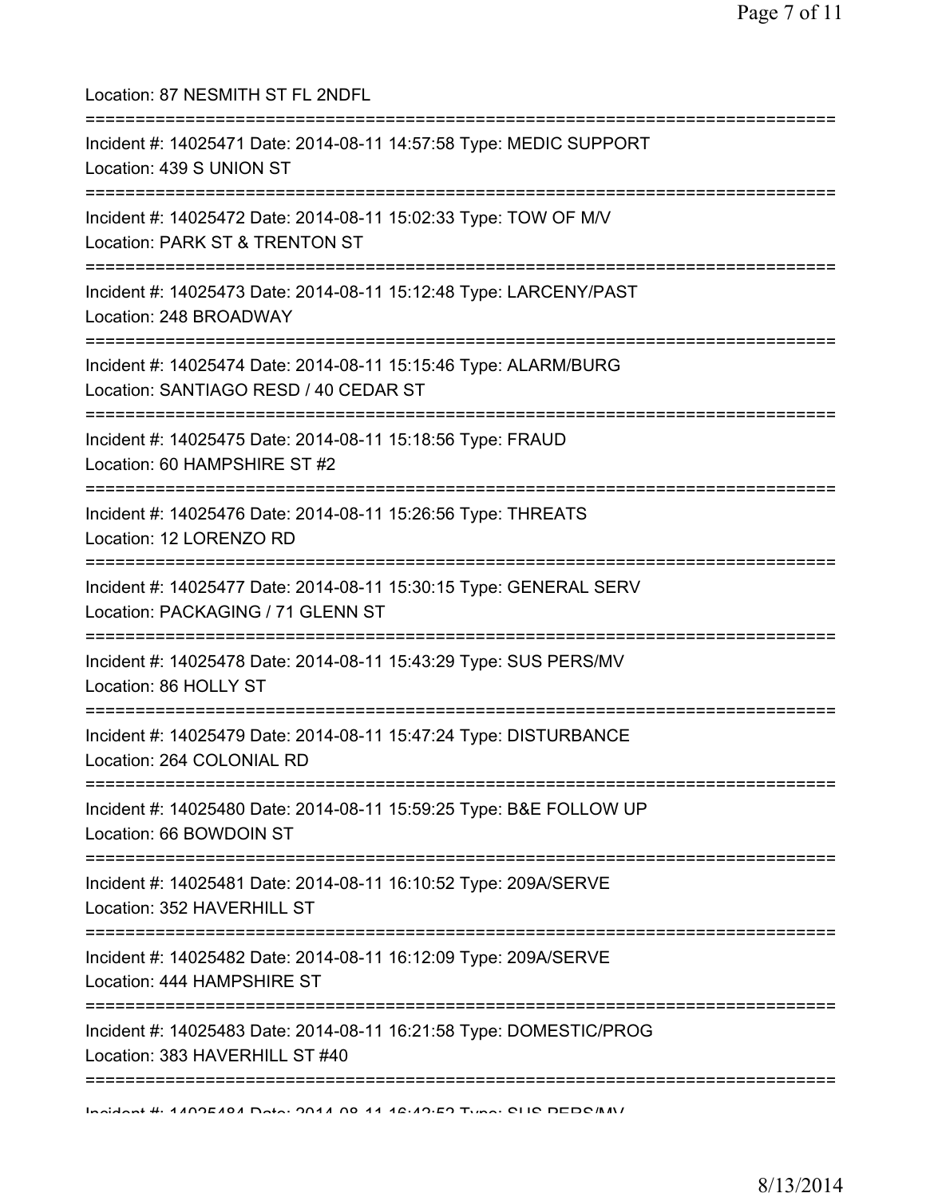Location: 87 NESMITH ST FL 2NDFL

===========================================================================

Incident #: 14025471 Date: 2014-08-11 14:57:58 Type: MEDIC SUPPORT

Location: 439 S UNION ST

===========================================================================

Incident #: 14025472 Date: 2014-08-11 15:02:33 Type: TOW OF M/V

Location: PARK ST & TRENTON ST

===========================================================================

Incident #: 14025473 Date: 2014-08-11 15:12:48 Type: LARCENY/PAST

Location: 248 BROADWAY

===========================================================================

Incident #: 14025474 Date: 2014-08-11 15:15:46 Type: ALARM/BURG

Location: SANTIAGO RESD / 40 CEDAR ST

===========================================================================

Incident #: 14025475 Date: 2014-08-11 15:18:56 Type: FRAUD

Location: 60 HAMPSHIRE ST #2

===========================================================================

Incident #: 14025476 Date: 2014-08-11 15:26:56 Type: THREATS

Location: 12 LORENZO RD

===========================================================================

Incident #: 14025477 Date: 2014-08-11 15:30:15 Type: GENERAL SERV

Location: PACKAGING / 71 GLENN ST

===========================================================================

Incident #: 14025478 Date: 2014-08-11 15:43:29 Type: SUS PERS/MV

Location: 86 HOLLY ST

===========================================================================

Incident #: 14025479 Date: 2014-08-11 15:47:24 Type: DISTURBANCE

Location: 264 COLONIAL RD

===========================================================================

Incident #: 14025480 Date: 2014-08-11 15:59:25 Type: B&E FOLLOW UP

Location: 66 BOWDOIN ST

===========================================================================

Incident #: 14025481 Date: 2014-08-11 16:10:52 Type: 209A/SERVE

Location: 352 HAVERHILL ST

===========================================================================

Incident #: 14025482 Date: 2014-08-11 16:12:09 Type: 209A/SERVE

Location: 444 HAMPSHIRE ST

===========================================================================

Incident #: 14025483 Date: 2014-08-11 16:21:58 Type: DOMESTIC/PROG

Location: 383 HAVERHILL ST #40

===========================================================================

Incident #: 14025484 Date: 2014-08-11 16:42:52 Type: SUS PERS/MV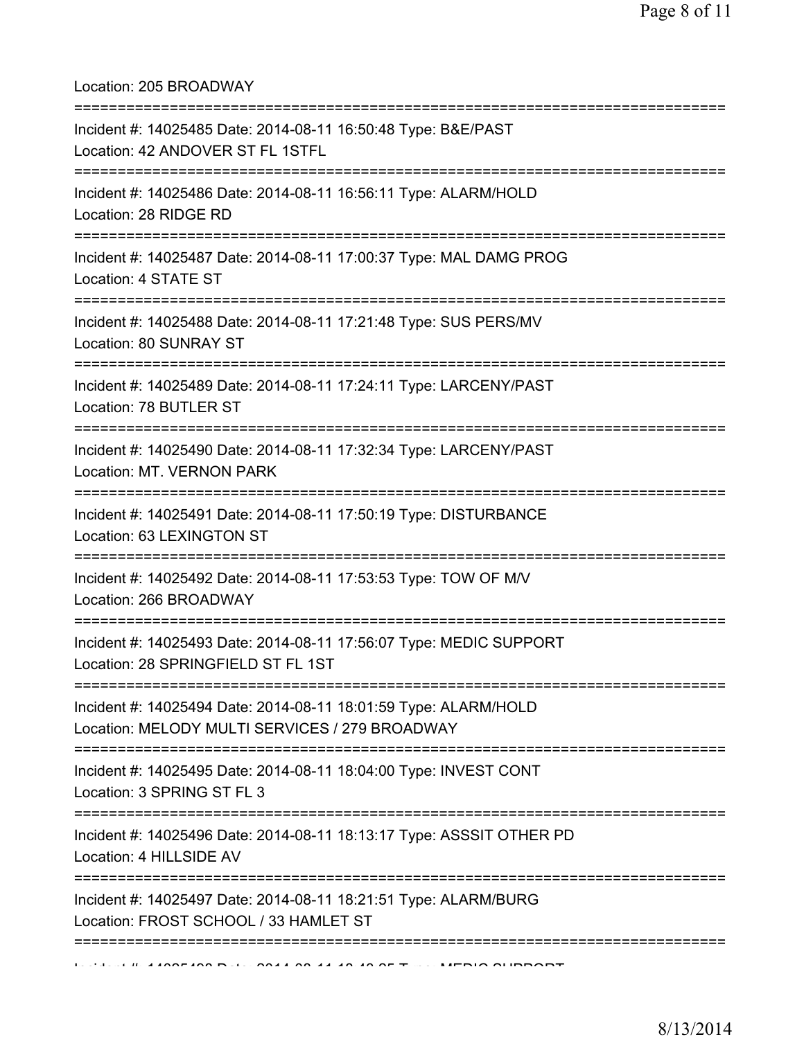Location: 205 BROADWAY

===========================================================================

Incident #: 14025485 Date: 2014-08-11 16:50:48 Type: B&E/PAST
Location: 42 ANDOVER ST FL 1STFL

===========================================================================

Incident #: 14025486 Date: 2014-08-11 16:56:11 Type: ALARM/HOLD
Location: 28 RIDGE RD

===========================================================================

Incident #: 14025487 Date: 2014-08-11 17:00:37 Type: MAL DAMG PROG
Location: 4 STATE ST

===========================================================================

Incident #: 14025488 Date: 2014-08-11 17:21:48 Type: SUS PERS/MV
Location: 80 SUNRAY ST

===========================================================================

Incident #: 14025489 Date: 2014-08-11 17:24:11 Type: LARCENY/PAST
Location: 78 BUTLER ST

===========================================================================

Incident #: 14025490 Date: 2014-08-11 17:32:34 Type: LARCENY/PAST
Location: MT. VERNON PARK

===========================================================================

Incident #: 14025491 Date: 2014-08-11 17:50:19 Type: DISTURBANCE
Location: 63 LEXINGTON ST

===========================================================================

Incident #: 14025492 Date: 2014-08-11 17:53:53 Type: TOW OF M/V
Location: 266 BROADWAY

===========================================================================

Incident #: 14025493 Date: 2014-08-11 17:56:07 Type: MEDIC SUPPORT
Location: 28 SPRINGFIELD ST FL 1ST

===========================================================================

Incident #: 14025494 Date: 2014-08-11 18:01:59 Type: ALARM/HOLD
Location: MELODY MULTI SERVICES / 279 BROADWAY

===========================================================================

Incident #: 14025495 Date: 2014-08-11 18:04:00 Type: INVEST CONT
Location: 3 SPRING ST FL 3

===========================================================================

Incident #: 14025496 Date: 2014-08-11 18:13:17 Type: ASSSIT OTHER PD
Location: 4 HILLSIDE AV

===========================================================================

Incident #: 14025497 Date: 2014-08-11 18:21:51 Type: ALARM/BURG
Location: FROST SCHOOL / 33 HAMLET ST

===========================================================================

Incident #: 14025498 Date: 2014-08-11 18:48:35 Type: MEDIC SUPPORT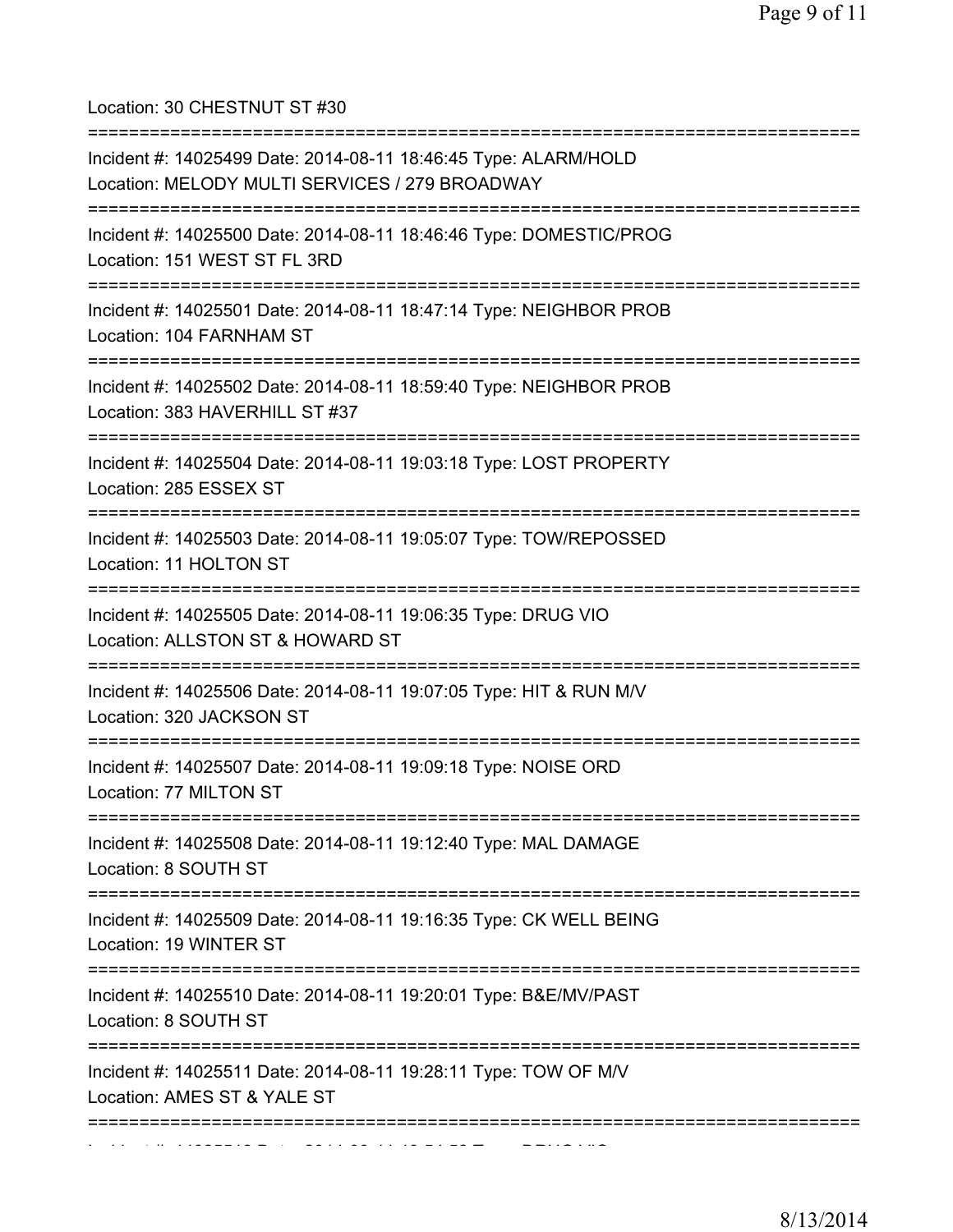Location: 30 CHESTNUT ST #30

===========================================================================

Incident #: 14025499 Date: 2014-08-11 18:46:45 Type: ALARM/HOLD
Location: MELODY MULTI SERVICES / 279 BROADWAY

===========================================================================

Incident #: 14025500 Date: 2014-08-11 18:46:46 Type: DOMESTIC/PROG
Location: 151 WEST ST FL 3RD

===========================================================================

Incident #: 14025501 Date: 2014-08-11 18:47:14 Type: NEIGHBOR PROB
Location: 104 FARNHAM ST

===========================================================================

Incident #: 14025502 Date: 2014-08-11 18:59:40 Type: NEIGHBOR PROB
Location: 383 HAVERHILL ST #37

===========================================================================

Incident #: 14025504 Date: 2014-08-11 19:03:18 Type: LOST PROPERTY
Location: 285 ESSEX ST

===========================================================================

Incident #: 14025503 Date: 2014-08-11 19:05:07 Type: TOW/REPOSSED
Location: 11 HOLTON ST

===========================================================================

Incident #: 14025505 Date: 2014-08-11 19:06:35 Type: DRUG VIO
Location: ALLSTON ST & HOWARD ST

===========================================================================

Incident #: 14025506 Date: 2014-08-11 19:07:05 Type: HIT & RUN M/V
Location: 320 JACKSON ST

===========================================================================

Incident #: 14025507 Date: 2014-08-11 19:09:18 Type: NOISE ORD
Location: 77 MILTON ST

===========================================================================

Incident #: 14025508 Date: 2014-08-11 19:12:40 Type: MAL DAMAGE
Location: 8 SOUTH ST

===========================================================================

Incident #: 14025509 Date: 2014-08-11 19:16:35 Type: CK WELL BEING
Location: 19 WINTER ST

===========================================================================

Incident #: 14025510 Date: 2014-08-11 19:20:01 Type: B&E/MV/PAST
Location: 8 SOUTH ST

===========================================================================

Incident #: 14025511 Date: 2014-08-11 19:28:11 Type: TOW OF M/V
Location: AMES ST & YALE ST

===========================================================================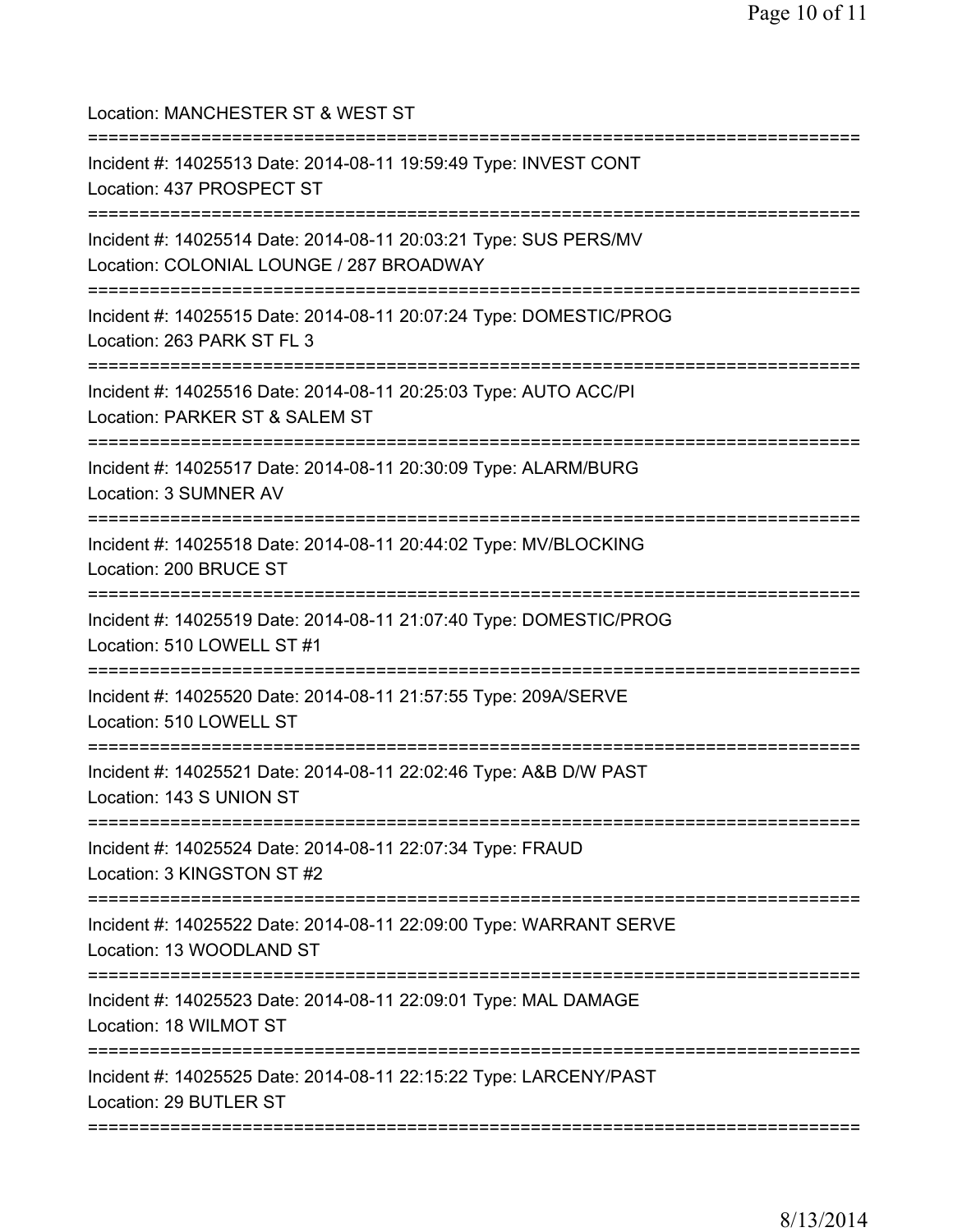Location: MANCHESTER ST & WEST ST

===========================================================================

Incident #: 14025513 Date: 2014-08-11 19:59:49 Type: INVEST CONT
Location: 437 PROSPECT ST

===========================================================================

Incident #: 14025514 Date: 2014-08-11 20:03:21 Type: SUS PERS/MV
Location: COLONIAL LOUNGE / 287 BROADWAY

===========================================================================

Incident #: 14025515 Date: 2014-08-11 20:07:24 Type: DOMESTIC/PROG
Location: 263 PARK ST FL 3

===========================================================================

Incident #: 14025516 Date: 2014-08-11 20:25:03 Type: AUTO ACC/PI
Location: PARKER ST & SALEM ST

===========================================================================

Incident #: 14025517 Date: 2014-08-11 20:30:09 Type: ALARM/BURG
Location: 3 SUMNER AV

===========================================================================

Incident #: 14025518 Date: 2014-08-11 20:44:02 Type: MV/BLOCKING
Location: 200 BRUCE ST

===========================================================================

Incident #: 14025519 Date: 2014-08-11 21:07:40 Type: DOMESTIC/PROG
Location: 510 LOWELL ST #1

===========================================================================

Incident #: 14025520 Date: 2014-08-11 21:57:55 Type: 209A/SERVE
Location: 510 LOWELL ST

===========================================================================

Incident #: 14025521 Date: 2014-08-11 22:02:46 Type: A&B D/W PAST
Location: 143 S UNION ST

===========================================================================

Incident #: 14025524 Date: 2014-08-11 22:07:34 Type: FRAUD
Location: 3 KINGSTON ST #2

===========================================================================

Incident #: 14025522 Date: 2014-08-11 22:09:00 Type: WARRANT SERVE
Location: 13 WOODLAND ST

===========================================================================

Incident #: 14025523 Date: 2014-08-11 22:09:01 Type: MAL DAMAGE
Location: 18 WILMOT ST

===========================================================================

Incident #: 14025525 Date: 2014-08-11 22:15:22 Type: LARCENY/PAST
Location: 29 BUTLER ST

===========================================================================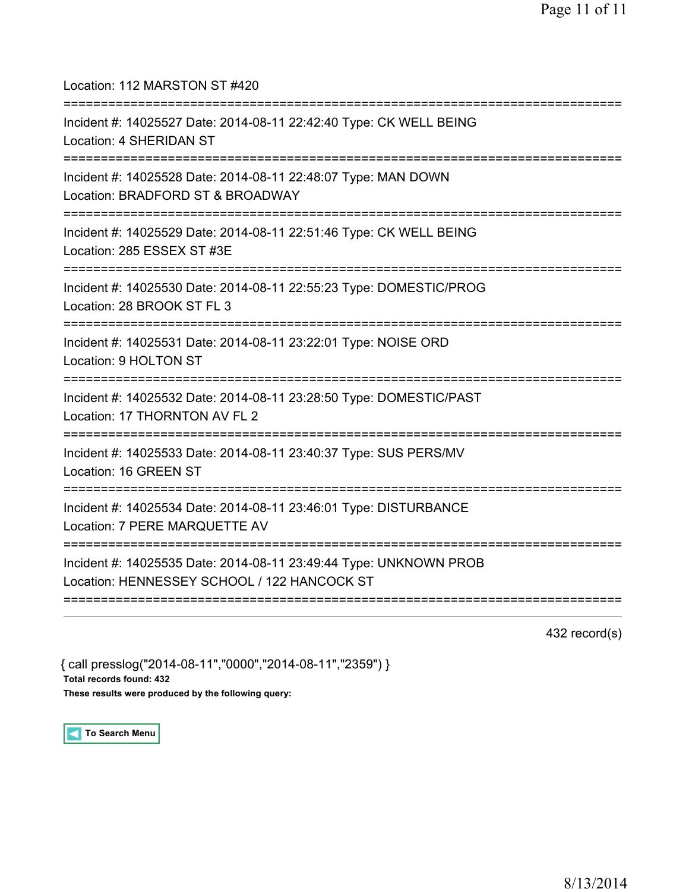Location: 112 MARSTON ST #420

===========================================================================

Incident #: 14025527 Date: 2014-08-11 22:42:40 Type: CK WELL BEING

Location: 4 SHERIDAN ST

===========================================================================

Incident #: 14025528 Date: 2014-08-11 22:48:07 Type: MAN DOWN

Location: BRADFORD ST & BROADWAY

===========================================================================

Incident #: 14025529 Date: 2014-08-11 22:51:46 Type: CK WELL BEING

Location: 285 ESSEX ST #3E

===========================================================================

Incident #: 14025530 Date: 2014-08-11 22:55:23 Type: DOMESTIC/PROG

Location: 28 BROOK ST FL 3

===========================================================================

Incident #: 14025531 Date: 2014-08-11 23:22:01 Type: NOISE ORD

Location: 9 HOLTON ST

===========================================================================

Incident #: 14025532 Date: 2014-08-11 23:28:50 Type: DOMESTIC/PAST

Location: 17 THORNTON AV FL 2

===========================================================================

Incident #: 14025533 Date: 2014-08-11 23:40:37 Type: SUS PERS/MV

Location: 16 GREEN ST

===========================================================================

Incident #: 14025534 Date: 2014-08-11 23:46:01 Type: DISTURBANCE

Location: 7 PERE MARQUETTE AV

===========================================================================

Incident #: 14025535 Date: 2014-08-11 23:49:44 Type: UNKNOWN PROB

Location: HENNESSEY SCHOOL / 122 HANCOCK ST

===========================================================================

432 record(s)

{ call presslog("2014-08-11","0000","2014-08-11","2359") }

**Total records found: 432**

**These results were produced by the following query:**

To Search Menu